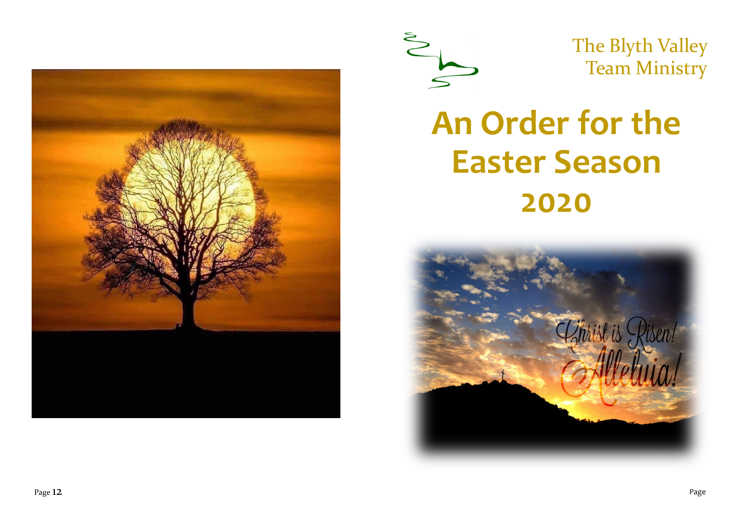The Blyth Valley Team Ministry

# An Order for the Easter Season 2020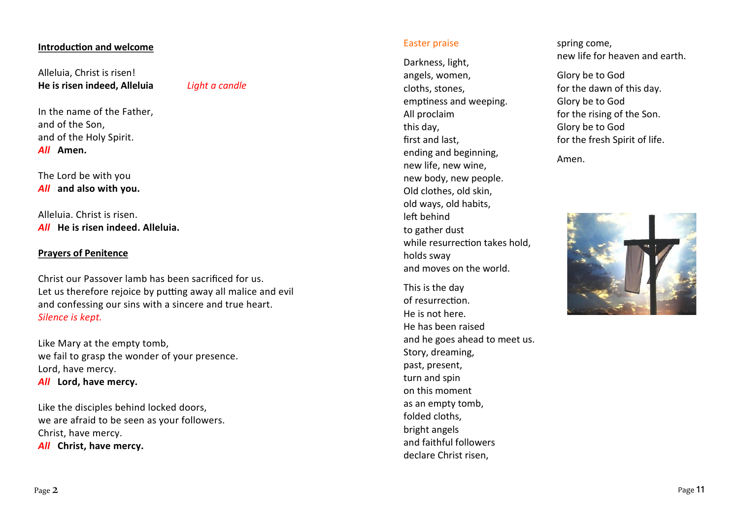**Introduction and welcome**

Alleluia, Christ is risen!
**He is risen indeed, Alleluia** *Light a candle*

In the name of the Father,
and of the Son,
and of the Holy Spirit.
*All* **Amen.**

The Lord be with you
*All* **and also with you.**

Alleluia. Christ is risen.
*All* **He is risen indeed. Alleluia.**

**Prayers of Penitence**

Christ our Passover lamb has been sacrificed for us.
Let us therefore rejoice by putting away all malice and evil
and confessing our sins with a sincere and true heart.
*Silence is kept.*

Like Mary at the empty tomb,
we fail to grasp the wonder of your presence.
Lord, have mercy.
*All* **Lord, have mercy.**

Like the disciples behind locked doors,
we are afraid to be seen as your followers.
Christ, have mercy.
*All* **Christ, have mercy.**

Easter praise

Darkness, light,
angels, women,
cloths, stones,
emptiness and weeping.
All proclaim
this day,
first and last,
ending and beginning,
new life, new wine,
new body, new people.
Old clothes, old skin,
old ways, old habits,
left behind
to gather dust
while resurrection takes hold,
holds sway
and moves on the world.

This is the day
of resurrection.
He is not here.
He has been raised
and he goes ahead to meet us.
Story, dreaming,
past, present,
turn and spin
on this moment
as an empty tomb,
folded cloths,
bright angels
and faithful followers
declare Christ risen,
spring come,
new life for heaven and earth.

Glory be to God
for the dawn of this day.
Glory be to God
for the rising of the Son.
Glory be to God
for the fresh Spirit of life.

Amen.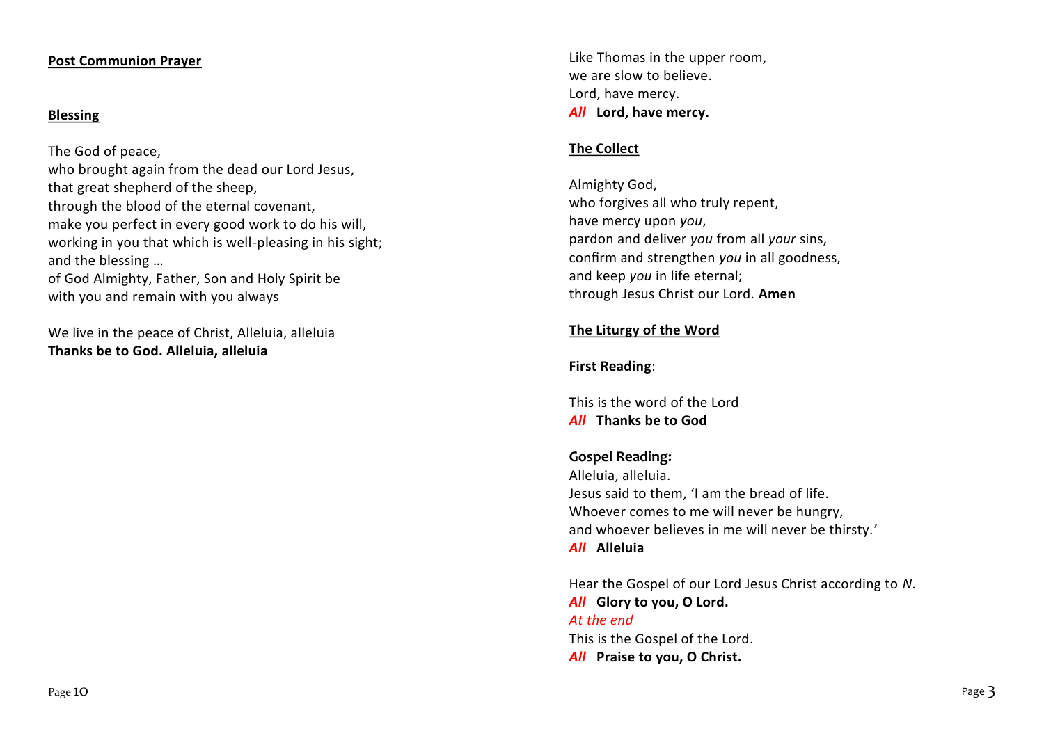**Post Communion Prayer**

**Blessing**

The God of peace,
who brought again from the dead our Lord Jesus,
that great shepherd of the sheep,
through the blood of the eternal covenant,
make you perfect in every good work to do his will,
working in you that which is well-pleasing in his sight;
and the blessing …
of God Almighty, Father, Son and Holy Spirit be
with you and remain with you always

We live in the peace of Christ, Alleluia, alleluia
**Thanks be to God. Alleluia, alleluia**

Like Thomas in the upper room,
we are slow to believe.
Lord, have mercy.
*All* **Lord, have mercy.**

**The Collect**

Almighty God,
who forgives all who truly repent,
have mercy upon *you*,
pardon and deliver *you* from all *your* sins,
confirm and strengthen *you* in all goodness,
and keep *you* in life eternal;
through Jesus Christ our Lord. **Amen**

**The Liturgy of the Word**

**First Reading**:

This is the word of the Lord
*All* **Thanks be to God**

**Gospel Reading:**
Alleluia, alleluia.
Jesus said to them, 'I am the bread of life.
Whoever comes to me will never be hungry,
and whoever believes in me will never be thirsty.'
*All* **Alleluia**

Hear the Gospel of our Lord Jesus Christ according to *N*.
*All* **Glory to you, O Lord.**
*At the end*
This is the Gospel of the Lord.
*All* **Praise to you, O Christ.**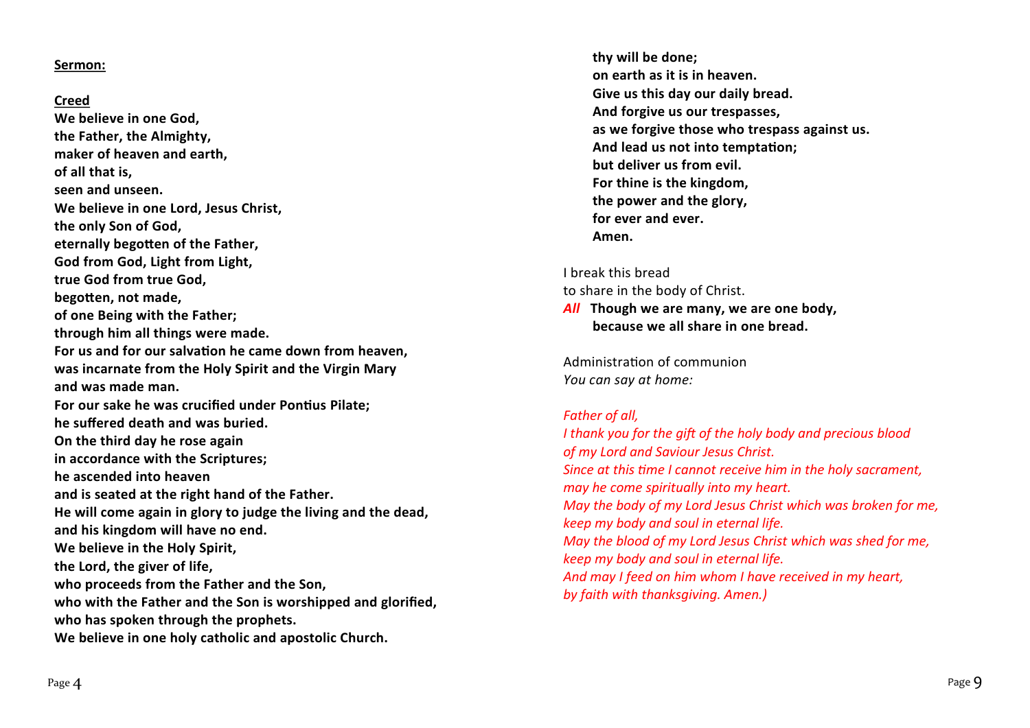**Sermon:**

**Creed**

**We believe in one God,**
**the Father, the Almighty,**
**maker of heaven and earth,**
**of all that is,**
**seen and unseen.**
**We believe in one Lord, Jesus Christ,**
**the only Son of God,**
**eternally begotten of the Father,**
**God from God, Light from Light,**
**true God from true God,**
**begotten, not made,**
**of one Being with the Father;**
**through him all things were made.**
**For us and for our salvation he came down from heaven,**
**was incarnate from the Holy Spirit and the Virgin Mary**
**and was made man.**
**For our sake he was crucified under Pontius Pilate;**
**he suffered death and was buried.**
**On the third day he rose again**
**in accordance with the Scriptures;**
**he ascended into heaven**
**and is seated at the right hand of the Father.**
**He will come again in glory to judge the living and the dead,**
**and his kingdom will have no end.**
**We believe in the Holy Spirit,**
**the Lord, the giver of life,**
**who proceeds from the Father and the Son,**
**who with the Father and the Son is worshipped and glorified,**
**who has spoken through the prophets.**
**We believe in one holy catholic and apostolic Church.**

**thy will be done;**
**on earth as it is in heaven.**
**Give us this day our daily bread.**
**And forgive us our trespasses,**
**as we forgive those who trespass against us.**
**And lead us not into temptation;**
**but deliver us from evil.**
**For thine is the kingdom,**
**the power and the glory,**
**for ever and ever.**
**Amen.**

I break this bread
to share in the body of Christ.
*All* **Though we are many, we are one body,**
**because we all share in one bread.**

Administration of communion
*You can say at home:*

*Father of all,*
*I thank you for the gift of the holy body and precious blood*
*of my Lord and Saviour Jesus Christ.*
*Since at this time I cannot receive him in the holy sacrament,*
*may he come spiritually into my heart.*
*May the body of my Lord Jesus Christ which was broken for me,*
*keep my body and soul in eternal life.*
*May the blood of my Lord Jesus Christ which was shed for me,*
*keep my body and soul in eternal life.*
*And may I feed on him whom I have received in my heart,*
*by faith with thanksgiving. Amen.)*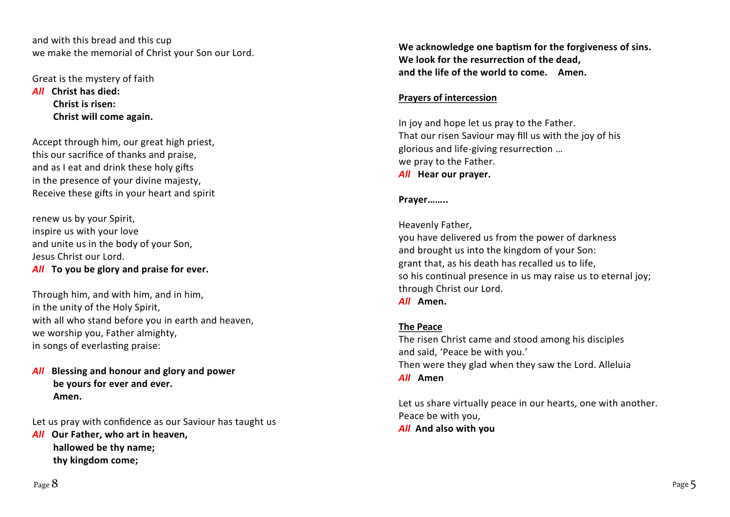and with this bread and this cup
we make the memorial of Christ your Son our Lord.

Great is the mystery of faith
*All* **Christ has died:**
**Christ is risen:**
**Christ will come again.**

Accept through him, our great high priest,
this our sacrifice of thanks and praise,
and as I eat and drink these holy gifts
in the presence of your divine majesty,
Receive these gifts in your heart and spirit

renew us by your Spirit,
inspire us with your love
and unite us in the body of your Son,
Jesus Christ our Lord.
*All* **To you be glory and praise for ever.**

Through him, and with him, and in him,
in the unity of the Holy Spirit,
with all who stand before you in earth and heaven,
we worship you, Father almighty,
in songs of everlasting praise:

*All* **Blessing and honour and glory and power**
**be yours for ever and ever.**
**Amen.**

Let us pray with confidence as our Saviour has taught us
*All* **Our Father, who art in heaven,**
**hallowed be thy name;**
**thy kingdom come;**

**We acknowledge one baptism for the forgiveness of sins.**
**We look for the resurrection of the dead,**
**and the life of the world to come. Amen.**

**Prayers of intercession**

In joy and hope let us pray to the Father.
That our risen Saviour may fill us with the joy of his
glorious and life-giving resurrection …
we pray to the Father.
*All* **Hear our prayer.**

**Prayer……..**

Heavenly Father,
you have delivered us from the power of darkness
and brought us into the kingdom of your Son:
grant that, as his death has recalled us to life,
so his continual presence in us may raise us to eternal joy;
through Christ our Lord.
*All* **Amen.**

**The Peace**

The risen Christ came and stood among his disciples
and said, 'Peace be with you.'
Then were they glad when they saw the Lord. Alleluia
*All* **Amen**

Let us share virtually peace in our hearts, one with another.
Peace be with you,
*All* **And also with you**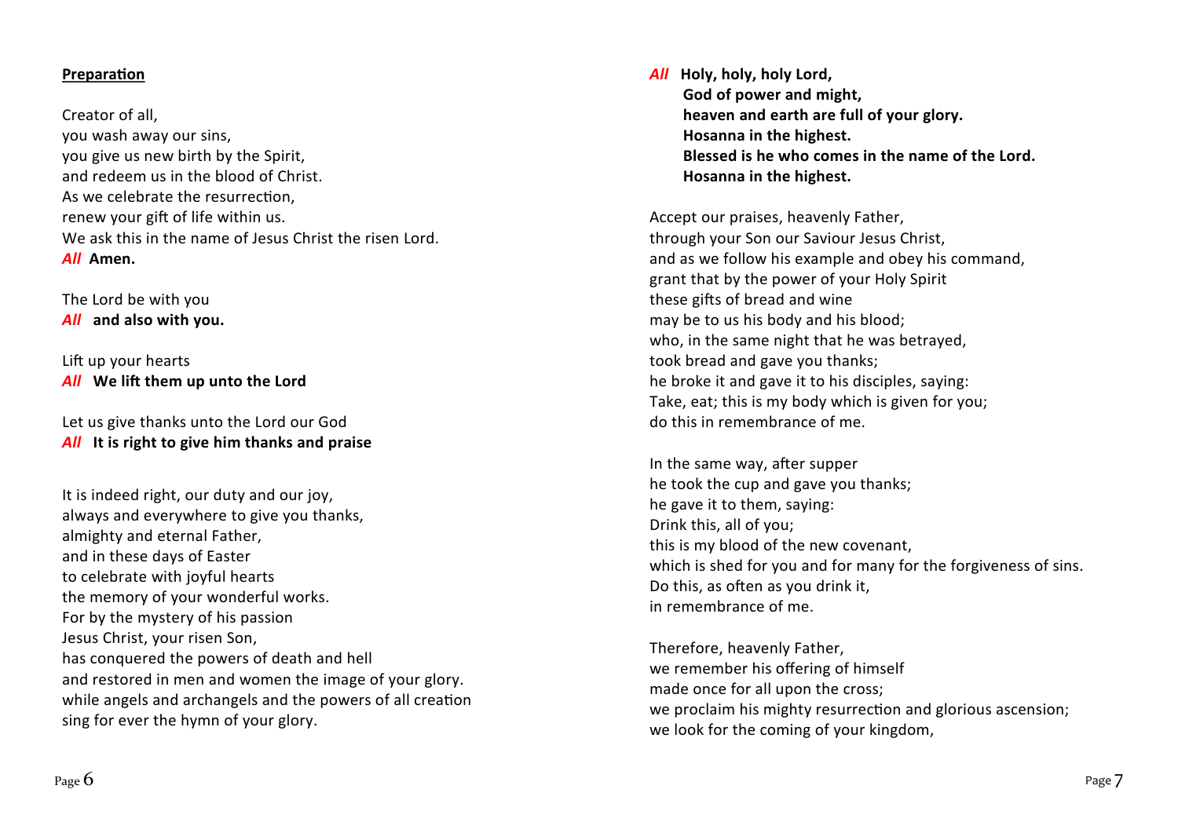**Preparation**

Creator of all,
you wash away our sins,
you give us new birth by the Spirit,
and redeem us in the blood of Christ.
As we celebrate the resurrection,
renew your gift of life within us.
We ask this in the name of Jesus Christ the risen Lord.
*All* **Amen.**

The Lord be with you
*All* **and also with you.**

Lift up your hearts
*All* **We lift them up unto the Lord**

Let us give thanks unto the Lord our God
*All* **It is right to give him thanks and praise**

It is indeed right, our duty and our joy,
always and everywhere to give you thanks,
almighty and eternal Father,
and in these days of Easter
to celebrate with joyful hearts
the memory of your wonderful works.
For by the mystery of his passion
Jesus Christ, your risen Son,
has conquered the powers of death and hell
and restored in men and women the image of your glory.
while angels and archangels and the powers of all creation
sing for ever the hymn of your glory.

*All* **Holy, holy, holy Lord,**
**God of power and might,**
**heaven and earth are full of your glory.**
**Hosanna in the highest.**
**Blessed is he who comes in the name of the Lord.**
**Hosanna in the highest.**

Accept our praises, heavenly Father,
through your Son our Saviour Jesus Christ,
and as we follow his example and obey his command,
grant that by the power of your Holy Spirit
these gifts of bread and wine
may be to us his body and his blood;
who, in the same night that he was betrayed,
took bread and gave you thanks;
he broke it and gave it to his disciples, saying:
Take, eat; this is my body which is given for you;
do this in remembrance of me.

In the same way, after supper
he took the cup and gave you thanks;
he gave it to them, saying:
Drink this, all of you;
this is my blood of the new covenant,
which is shed for you and for many for the forgiveness of sins.
Do this, as often as you drink it,
in remembrance of me.

Therefore, heavenly Father,
we remember his offering of himself
made once for all upon the cross;
we proclaim his mighty resurrection and glorious ascension;
we look for the coming of your kingdom,